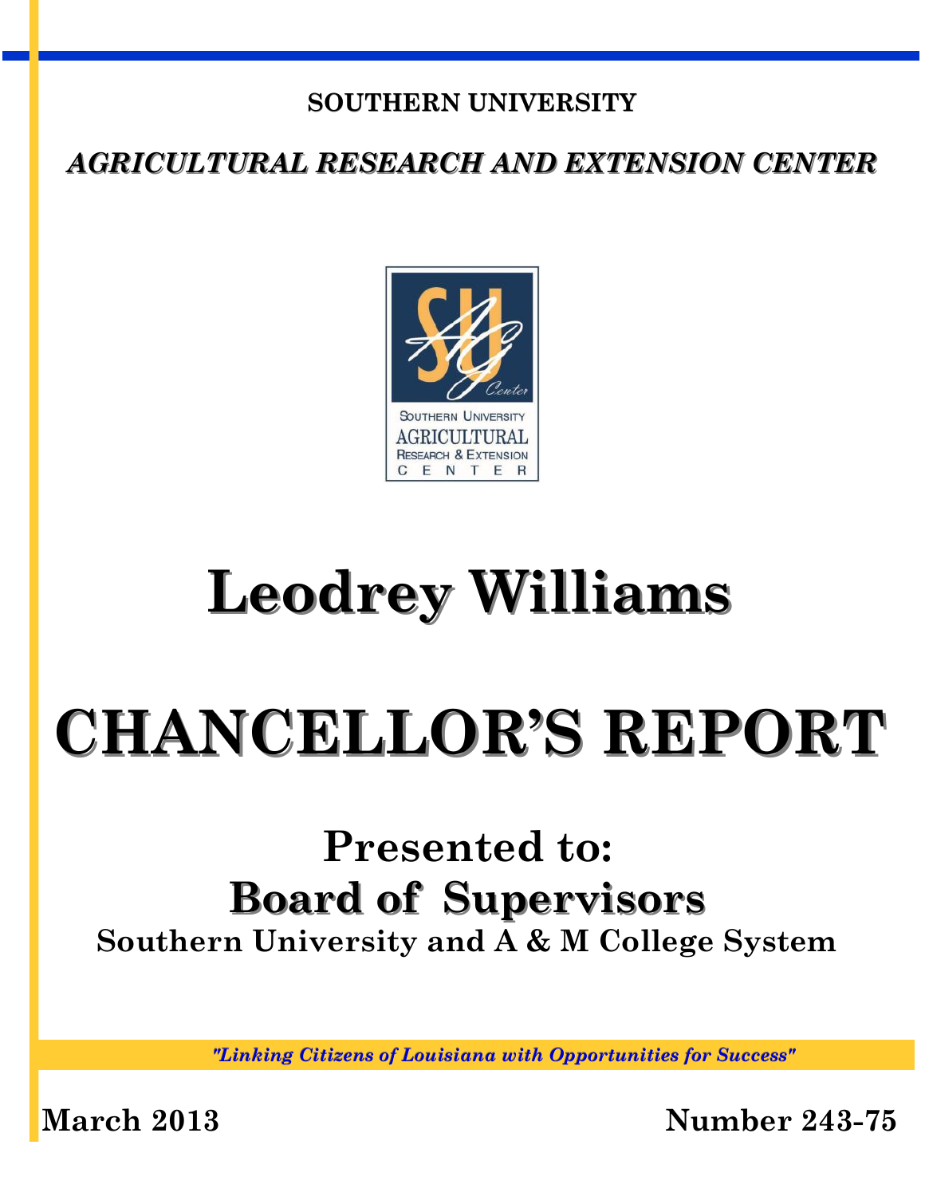**SOUTHERN UNIVERSITY**

***AGRICULTURAL RESEARCH AND EXTENSION CENTER***

SOUTHERN UNIVERSITY
AGRICULTURAL
RESEARCH & EXTENSION
CENTER

# Leodrey Williams

# CHANCELLOR'S REPORT

## Presented to:
## Board of Supervisors

**Southern University and A & M College System**

*"Linking Citizens of Louisiana with Opportunities for Success"*

**March 2013** **Number 243-75**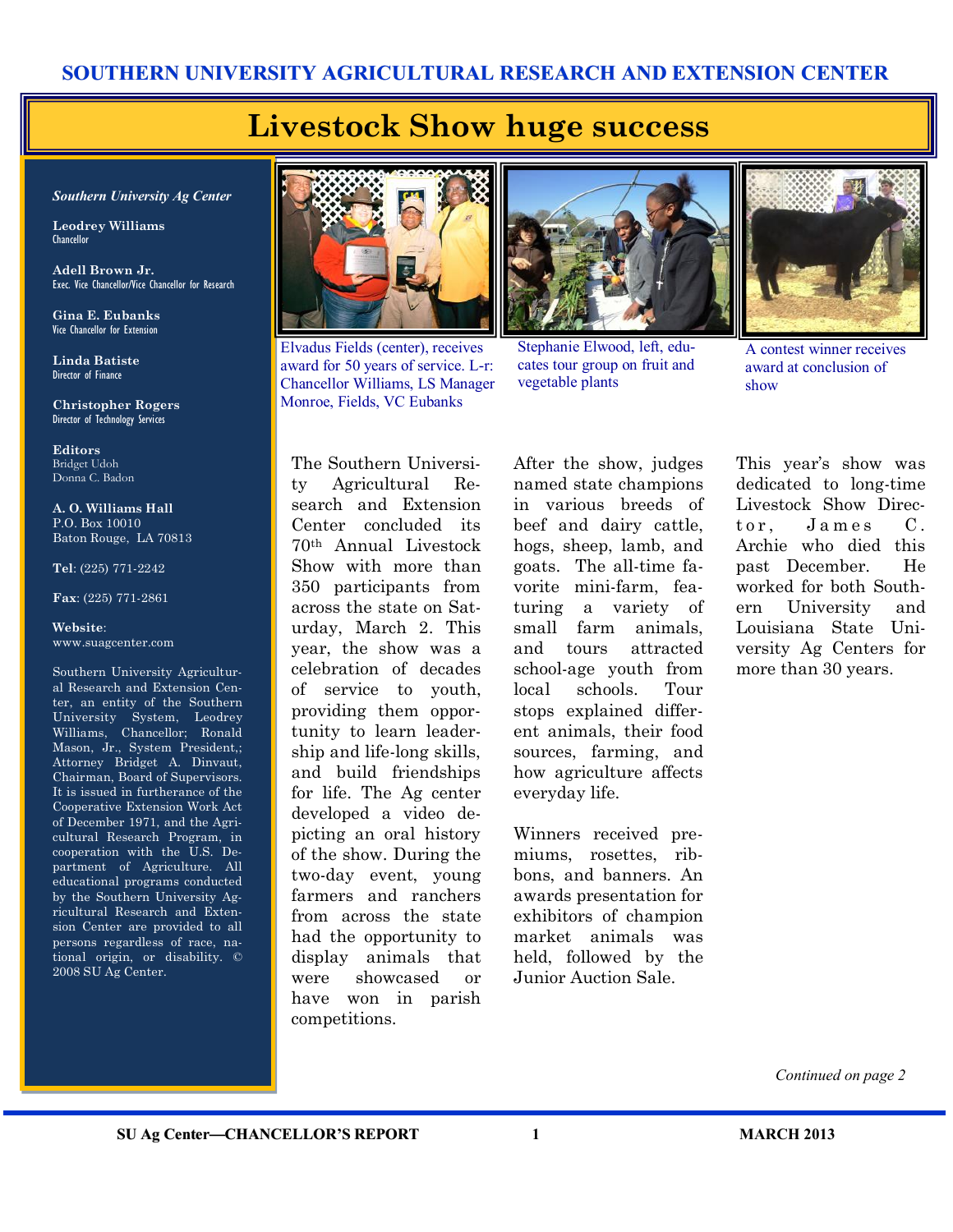SOUTHERN UNIVERSITY AGRICULTURAL RESEARCH AND EXTENSION CENTER

# Livestock Show huge success

***Southern University Ag Center***

**Leodrey Williams**
Chancellor

**Adell Brown Jr.**
Exec. Vice Chancellor/Vice Chancellor for Research

**Gina E. Eubanks**
Vice Chancellor for Extension

**Linda Batiste**
Director of Finance

**Christopher Rogers**
Director of Technology Services

**Editors**
Bridget Udoh
Donna C. Badon

**A. O. Williams Hall**
P.O. Box 10010
Baton Rouge, LA 70813

**Tel**: (225) 771-2242

**Fax**: (225) 771-2861

**Website**:
www.suagcenter.com

Southern University Agricultural Research and Extension Center, an entity of the Southern University System, Leodrey Williams, Chancellor; Ronald Mason, Jr., System President,; Attorney Bridget A. Dinvaut, Chairman, Board of Supervisors. It is issued in furtherance of the Cooperative Extension Work Act of December 1971, and the Agricultural Research Program, in cooperation with the U.S. Department of Agriculture. All educational programs conducted by the Southern University Agricultural Research and Extension Center are provided to all persons regardless of race, national origin, or disability. © 2008 SU Ag Center.

Elvadus Fields (center), receives award for 50 years of service. L-r: Chancellor Williams, LS Manager Monroe, Fields, VC Eubanks

Stephanie Elwood, left, educates tour group on fruit and vegetable plants

A contest winner receives award at conclusion of show

The Southern University Agricultural Research and Extension Center concluded its 70th Annual Livestock Show with more than 350 participants from across the state on Saturday, March 2. This year, the show was a celebration of decades of service to youth, providing them opportunity to learn leadership and life-long skills, and build friendships for life. The Ag center developed a video depicting an oral history of the show. During the two-day event, young farmers and ranchers from across the state had the opportunity to display animals that were showcased or have won in parish competitions.

After the show, judges named state champions in various breeds of beef and dairy cattle, hogs, sheep, lamb, and goats. The all-time favorite mini-farm, featuring a variety of small farm animals, and tours attracted school-age youth from local schools. Tour stops explained different animals, their food sources, farming, and how agriculture affects everyday life.

Winners received premiums, rosettes, ribbons, and banners. An awards presentation for exhibitors of champion market animals was held, followed by the Junior Auction Sale.

This year's show was dedicated to long-time Livestock Show Director, James C. Archie who died this past December. He worked for both Southern University and Louisiana State University Ag Centers for more than 30 years.

*Continued on page 2*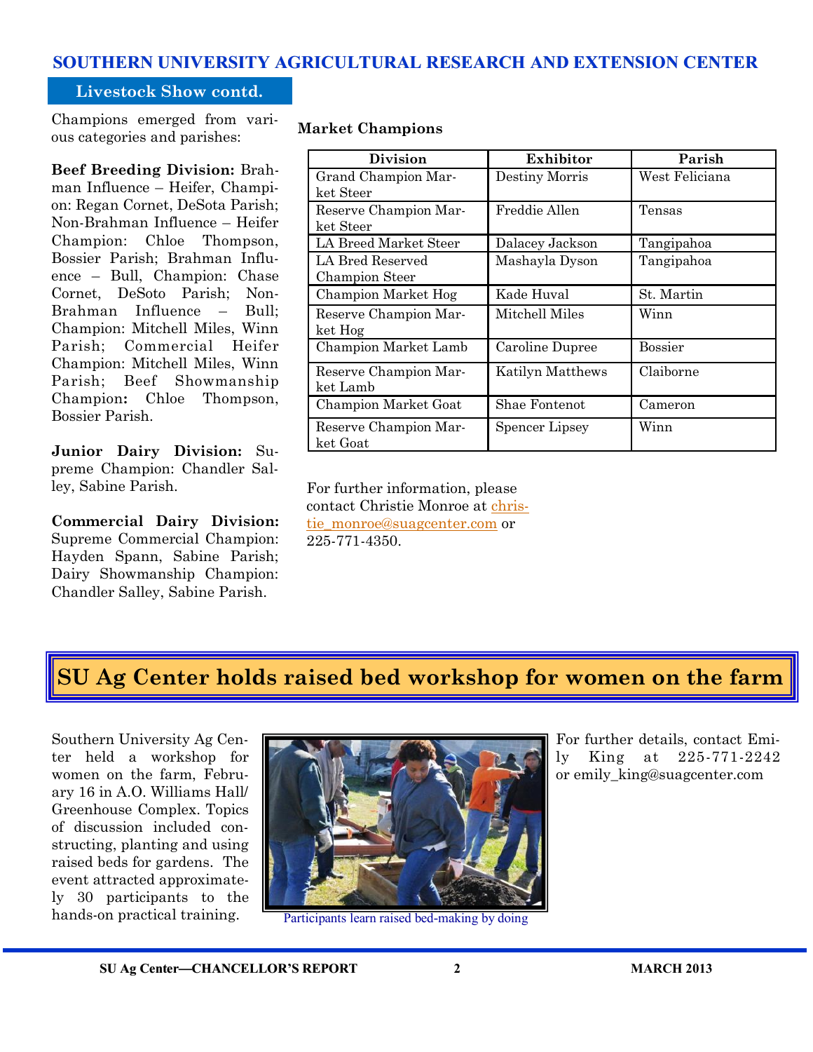## SOUTHERN UNIVERSITY AGRICULTURAL RESEARCH AND EXTENSION CENTER

### Livestock Show contd.

Champions emerged from various categories and parishes:

**Beef Breeding Division:** Brahman Influence – Heifer, Champion: Regan Cornet, DeSota Parish; Non-Brahman Influence – Heifer Champion: Chloe Thompson, Bossier Parish; Brahman Influence – Bull, Champion: Chase Cornet, DeSoto Parish; Non-Brahman Influence – Bull; Champion: Mitchell Miles, Winn Parish; Commercial Heifer Champion: Mitchell Miles, Winn Parish; Beef Showmanship Champion**:** Chloe Thompson, Bossier Parish.

**Junior Dairy Division:** Supreme Champion: Chandler Salley, Sabine Parish.

**Commercial Dairy Division:** Supreme Commercial Champion: Hayden Spann, Sabine Parish; Dairy Showmanship Champion: Chandler Salley, Sabine Parish.

**Market Champions**

| Division | Exhibitor | Parish |
|---|---|---|
| Grand Champion Market Steer | Destiny Morris | West Feliciana |
| Reserve Champion Market Steer | Freddie Allen | Tensas |
| LA Breed Market Steer | Dalacey Jackson | Tangipahoa |
| LA Bred Reserved Champion Steer | Mashayla Dyson | Tangipahoa |
| Champion Market Hog | Kade Huval | St. Martin |
| Reserve Champion Market Hog | Mitchell Miles | Winn |
| Champion Market Lamb | Caroline Dupree | Bossier |
| Reserve Champion Market Lamb | Katilyn Matthews | Claiborne |
| Champion Market Goat | Shae Fontenot | Cameron |
| Reserve Champion Market Goat | Spencer Lipsey | Winn |

For further information, please contact Christie Monroe at christie_monroe@suagcenter.com or 225-771-4350.

# SU Ag Center holds raised bed workshop for women on the farm

Southern University Ag Center held a workshop for women on the farm, February 16 in A.O. Williams Hall/ Greenhouse Complex. Topics of discussion included constructing, planting and using raised beds for gardens. The event attracted approximately 30 participants to the hands-on practical training.

Participants learn raised bed-making by doing

For further details, contact Emily King at 225-771-2242 or emily_king@suagcenter.com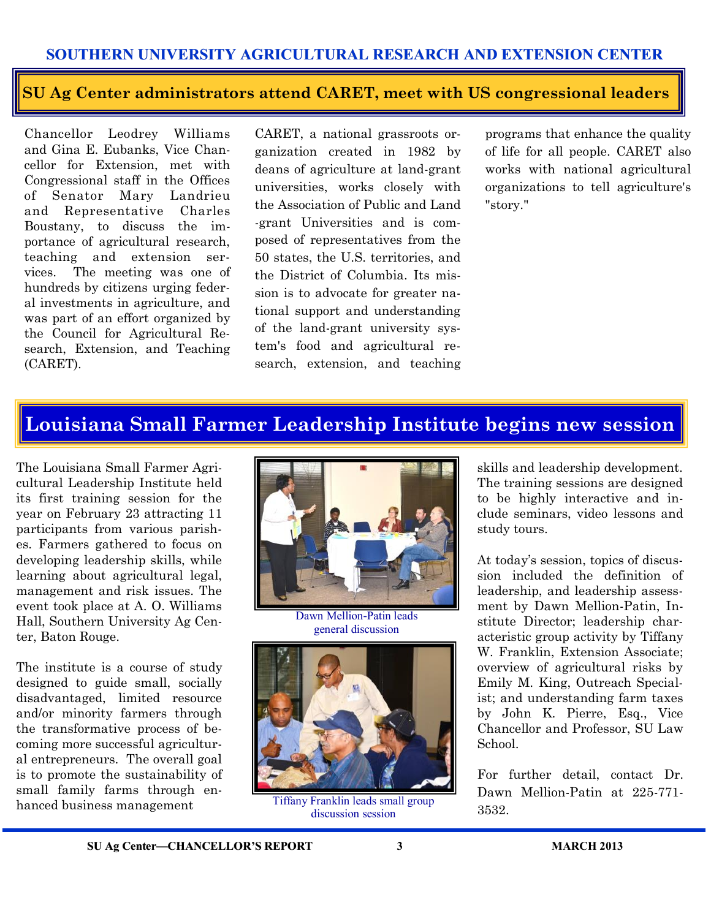## SOUTHERN UNIVERSITY AGRICULTURAL RESEARCH AND EXTENSION CENTER

## SU Ag Center administrators attend CARET, meet with US congressional leaders

Chancellor Leodrey Williams and Gina E. Eubanks, Vice Chancellor for Extension, met with Congressional staff in the Offices of Senator Mary Landrieu and Representative Charles Boustany, to discuss the importance of agricultural research, teaching and extension services. The meeting was one of hundreds by citizens urging federal investments in agriculture, and was part of an effort organized by the Council for Agricultural Research, Extension, and Teaching (CARET).

CARET, a national grassroots organization created in 1982 by deans of agriculture at land-grant universities, works closely with the Association of Public and Land-grant Universities and is composed of representatives from the 50 states, the U.S. territories, and the District of Columbia. Its mission is to advocate for greater national support and understanding of the land-grant university system's food and agricultural research, extension, and teaching programs that enhance the quality of life for all people. CARET also works with national agricultural organizations to tell agriculture's "story."

## Louisiana Small Farmer Leadership Institute begins new session

The Louisiana Small Farmer Agricultural Leadership Institute held its first training session for the year on February 23 attracting 11 participants from various parishes. Farmers gathered to focus on developing leadership skills, while learning about agricultural legal, management and risk issues. The event took place at A. O. Williams Hall, Southern University Ag Center, Baton Rouge.

The institute is a course of study designed to guide small, socially disadvantaged, limited resource and/or minority farmers through the transformative process of becoming more successful agricultural entrepreneurs. The overall goal is to promote the sustainability of small family farms through enhanced business management skills and leadership development. The training sessions are designed to be highly interactive and include seminars, video lessons and study tours.

Dawn Mellion-Patin leads general discussion

Tiffany Franklin leads small group discussion session

At today's session, topics of discussion included the definition of leadership, and leadership assessment by Dawn Mellion-Patin, Institute Director; leadership characteristic group activity by Tiffany W. Franklin, Extension Associate; overview of agricultural risks by Emily M. King, Outreach Specialist; and understanding farm taxes by John K. Pierre, Esq., Vice Chancellor and Professor, SU Law School.

For further detail, contact Dr. Dawn Mellion-Patin at 225-771-3532.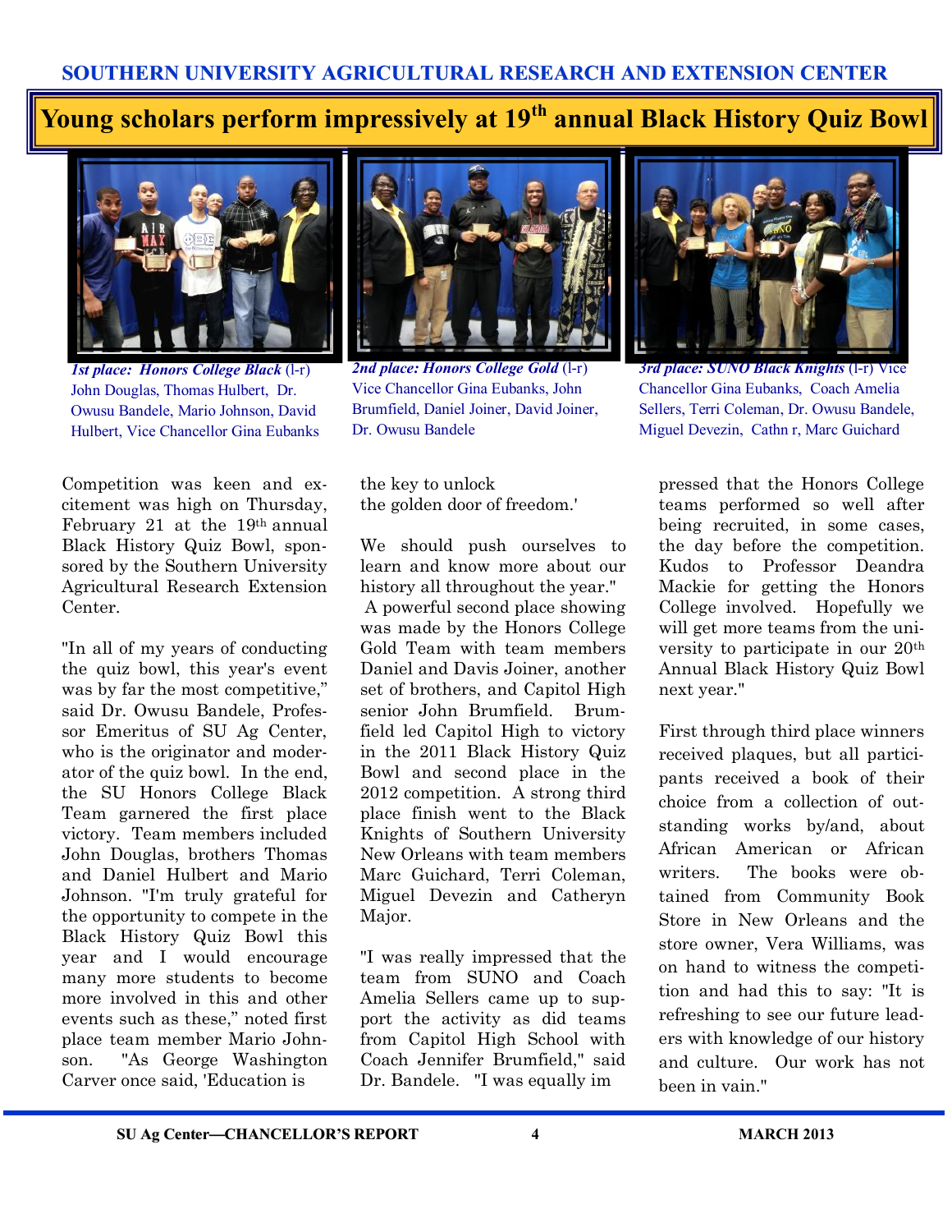SOUTHERN UNIVERSITY AGRICULTURAL RESEARCH AND EXTENSION CENTER

# Young scholars perform impressively at 19th annual Black History Quiz Bowl

***1st place: Honors College Black*** (l-r) John Douglas, Thomas Hulbert, Dr. Owusu Bandele, Mario Johnson, David Hulbert, Vice Chancellor Gina Eubanks

***2nd place: Honors College Gold*** (l-r) Vice Chancellor Gina Eubanks, John Brumfield, Daniel Joiner, David Joiner, Dr. Owusu Bandele

***3rd place: SUNO Black Knights*** (l-r) Vice Chancellor Gina Eubanks, Coach Amelia Sellers, Terri Coleman, Dr. Owusu Bandele, Miguel Devezin, Cathn r, Marc Guichard

Competition was keen and excitement was high on Thursday, February 21 at the 19th annual Black History Quiz Bowl, sponsored by the Southern University Agricultural Research Extension Center.

"In all of my years of conducting the quiz bowl, this year's event was by far the most competitive," said Dr. Owusu Bandele, Professor Emeritus of SU Ag Center, who is the originator and moderator of the quiz bowl. In the end, the SU Honors College Black Team garnered the first place victory. Team members included John Douglas, brothers Thomas and Daniel Hulbert and Mario Johnson. "I'm truly grateful for the opportunity to compete in the Black History Quiz Bowl this year and I would encourage many more students to become more involved in this and other events such as these," noted first place team member Mario Johnson. "As George Washington Carver once said, 'Education is the key to unlock the golden door of freedom.'

We should push ourselves to learn and know more about our history all throughout the year."

A powerful second place showing was made by the Honors College Gold Team with team members Daniel and Davis Joiner, another set of brothers, and Capitol High senior John Brumfield. Brumfield led Capitol High to victory in the 2011 Black History Quiz Bowl and second place in the 2012 competition. A strong third place finish went to the Black Knights of Southern University New Orleans with team members Marc Guichard, Terri Coleman, Miguel Devezin and Catheryn Major.

"I was really impressed that the team from SUNO and Coach Amelia Sellers came up to support the activity as did teams from Capitol High School with Coach Jennifer Brumfield," said Dr. Bandele. "I was equally impressed that the Honors College teams performed so well after being recruited, in some cases, the day before the competition. Kudos to Professor Deandra Mackie for getting the Honors College involved. Hopefully we will get more teams from the university to participate in our 20th Annual Black History Quiz Bowl next year."

First through third place winners received plaques, but all participants received a book of their choice from a collection of outstanding works by/and, about African American or African writers. The books were obtained from Community Book Store in New Orleans and the store owner, Vera Williams, was on hand to witness the competition and had this to say: "It is refreshing to see our future leaders with knowledge of our history and culture. Our work has not been in vain."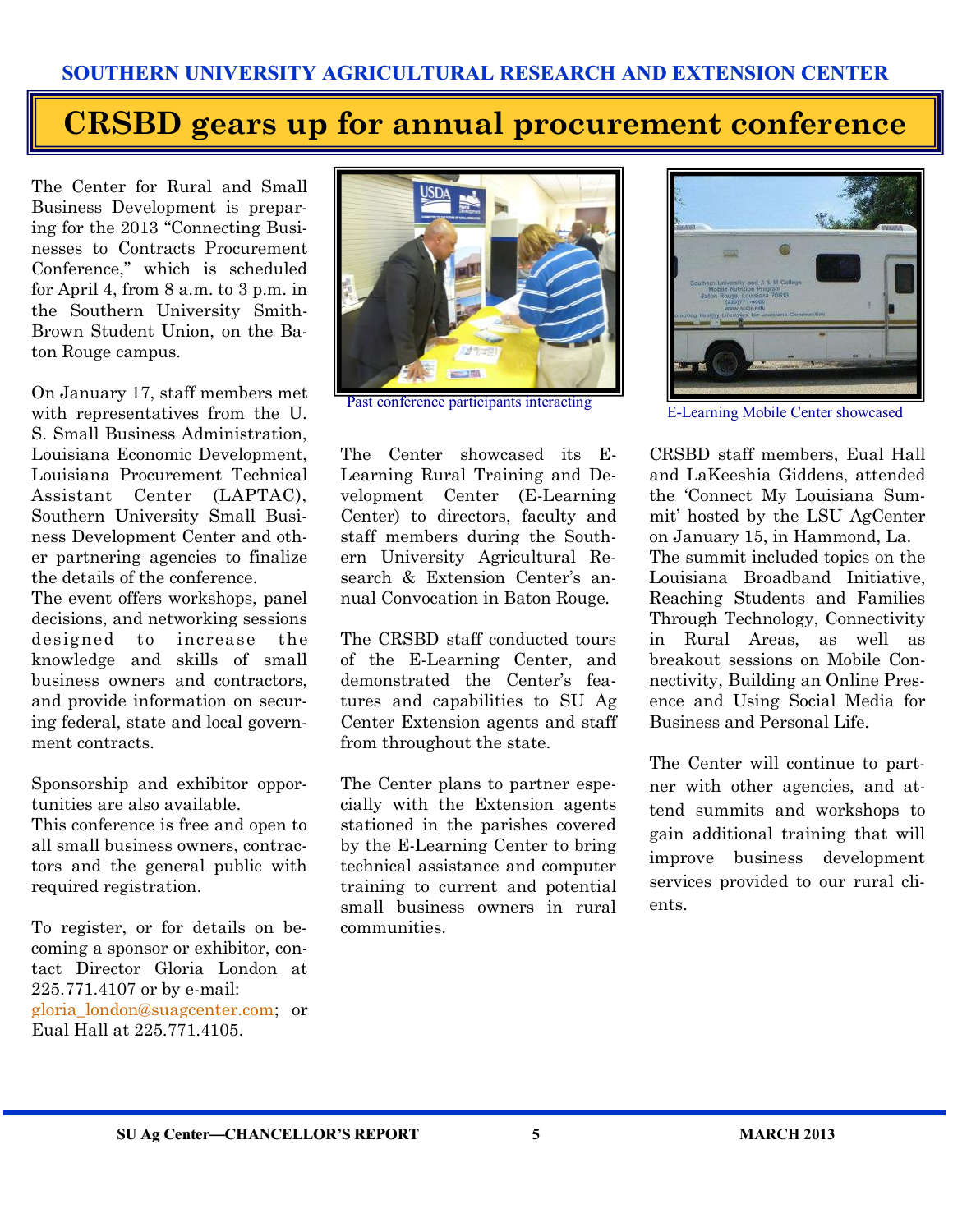# CRSBD gears up for annual procurement conference

The Center for Rural and Small Business Development is preparing for the 2013 "Connecting Businesses to Contracts Procurement Conference," which is scheduled for April 4, from 8 a.m. to 3 p.m. in the Southern University Smith-Brown Student Union, on the Baton Rouge campus.

On January 17, staff members met with representatives from the U. S. Small Business Administration, Louisiana Economic Development, Louisiana Procurement Technical Assistant Center (LAPTAC), Southern University Small Business Development Center and other partnering agencies to finalize the details of the conference.
The event offers workshops, panel decisions, and networking sessions designed to increase the knowledge and skills of small business owners and contractors, and provide information on securing federal, state and local government contracts.

Sponsorship and exhibitor opportunities are also available.
This conference is free and open to all small business owners, contractors and the general public with required registration.

To register, or for details on becoming a sponsor or exhibitor, contact Director Gloria London at 225.771.4107 or by e-mail: gloria_london@suagcenter.com; or Eual Hall at 225.771.4105.

Past conference participants interacting

The Center showcased its E-Learning Rural Training and Development Center (E-Learning Center) to directors, faculty and staff members during the Southern University Agricultural Research & Extension Center's annual Convocation in Baton Rouge.

The CRSBD staff conducted tours of the E-Learning Center, and demonstrated the Center's features and capabilities to SU Ag Center Extension agents and staff from throughout the state.

The Center plans to partner especially with the Extension agents stationed in the parishes covered by the E-Learning Center to bring technical assistance and computer training to current and potential small business owners in rural communities.

E-Learning Mobile Center showcased

CRSBD staff members, Eual Hall and LaKeeshia Giddens, attended the 'Connect My Louisiana Summit' hosted by the LSU AgCenter on January 15, in Hammond, La.
The summit included topics on the Louisiana Broadband Initiative, Reaching Students and Families Through Technology, Connectivity in Rural Areas, as well as breakout sessions on Mobile Connectivity, Building an Online Presence and Using Social Media for Business and Personal Life.

The Center will continue to partner with other agencies, and attend summits and workshops to gain additional training that will improve business development services provided to our rural clients.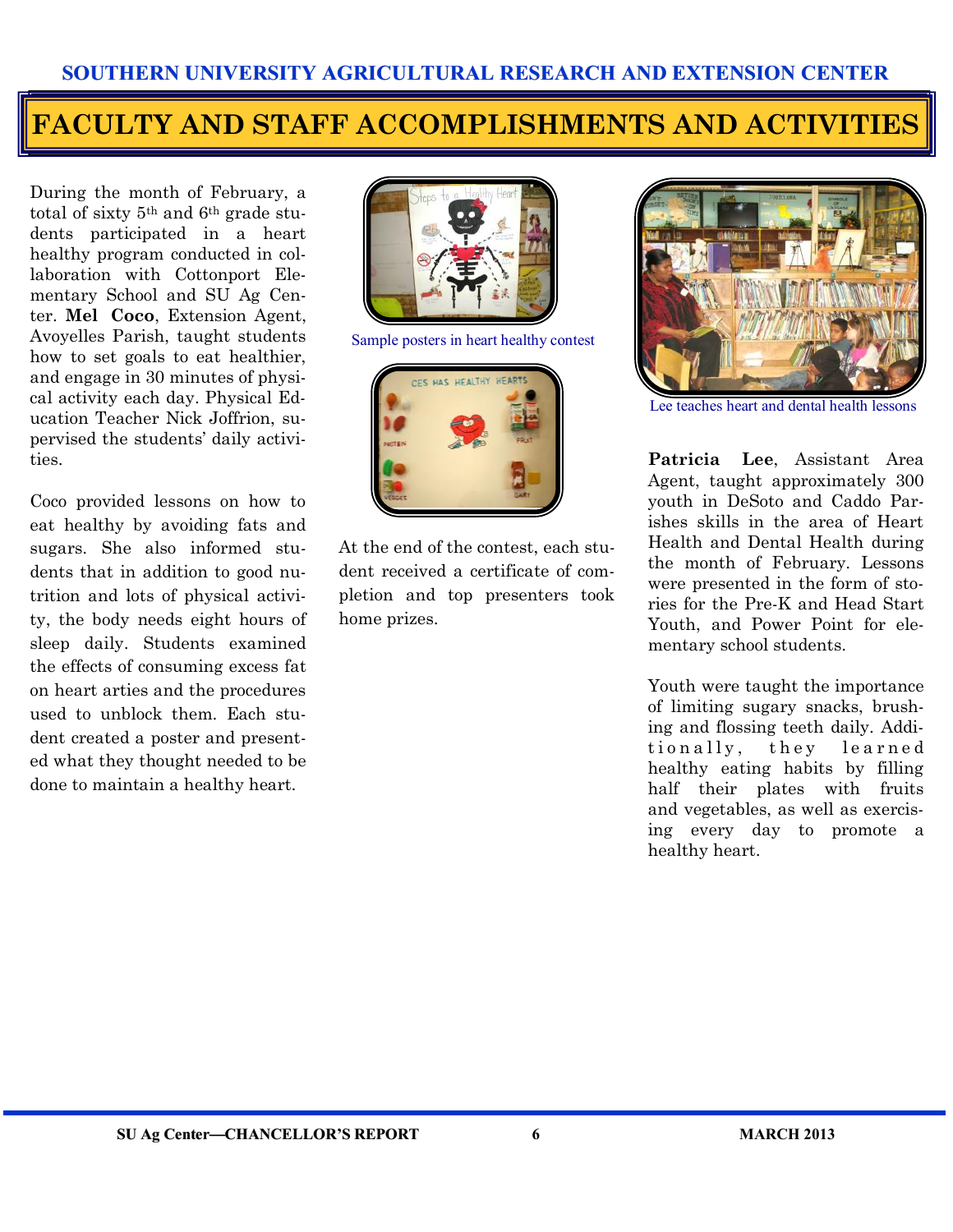SOUTHERN UNIVERSITY AGRICULTURAL RESEARCH AND EXTENSION CENTER

# FACULTY AND STAFF ACCOMPLISHMENTS AND ACTIVITIES

During the month of February, a total of sixty 5th and 6th grade students participated in a heart healthy program conducted in collaboration with Cottonport Elementary School and SU Ag Center. **Mel Coco**, Extension Agent, Avoyelles Parish, taught students how to set goals to eat healthier, and engage in 30 minutes of physical activity each day. Physical Education Teacher Nick Joffrion, supervised the students' daily activities.

Coco provided lessons on how to eat healthy by avoiding fats and sugars. She also informed students that in addition to good nutrition and lots of physical activity, the body needs eight hours of sleep daily. Students examined the effects of consuming excess fat on heart arties and the procedures used to unblock them. Each student created a poster and presented what they thought needed to be done to maintain a healthy heart.

Sample posters in heart healthy contest

At the end of the contest, each student received a certificate of completion and top presenters took home prizes.

Lee teaches heart and dental health lessons

**Patricia Lee**, Assistant Area Agent, taught approximately 300 youth in DeSoto and Caddo Parishes skills in the area of Heart Health and Dental Health during the month of February. Lessons were presented in the form of stories for the Pre-K and Head Start Youth, and Power Point for elementary school students.

Youth were taught the importance of limiting sugary snacks, brushing and flossing teeth daily. Additionally, they learned healthy eating habits by filling half their plates with fruits and vegetables, as well as exercising every day to promote a healthy heart.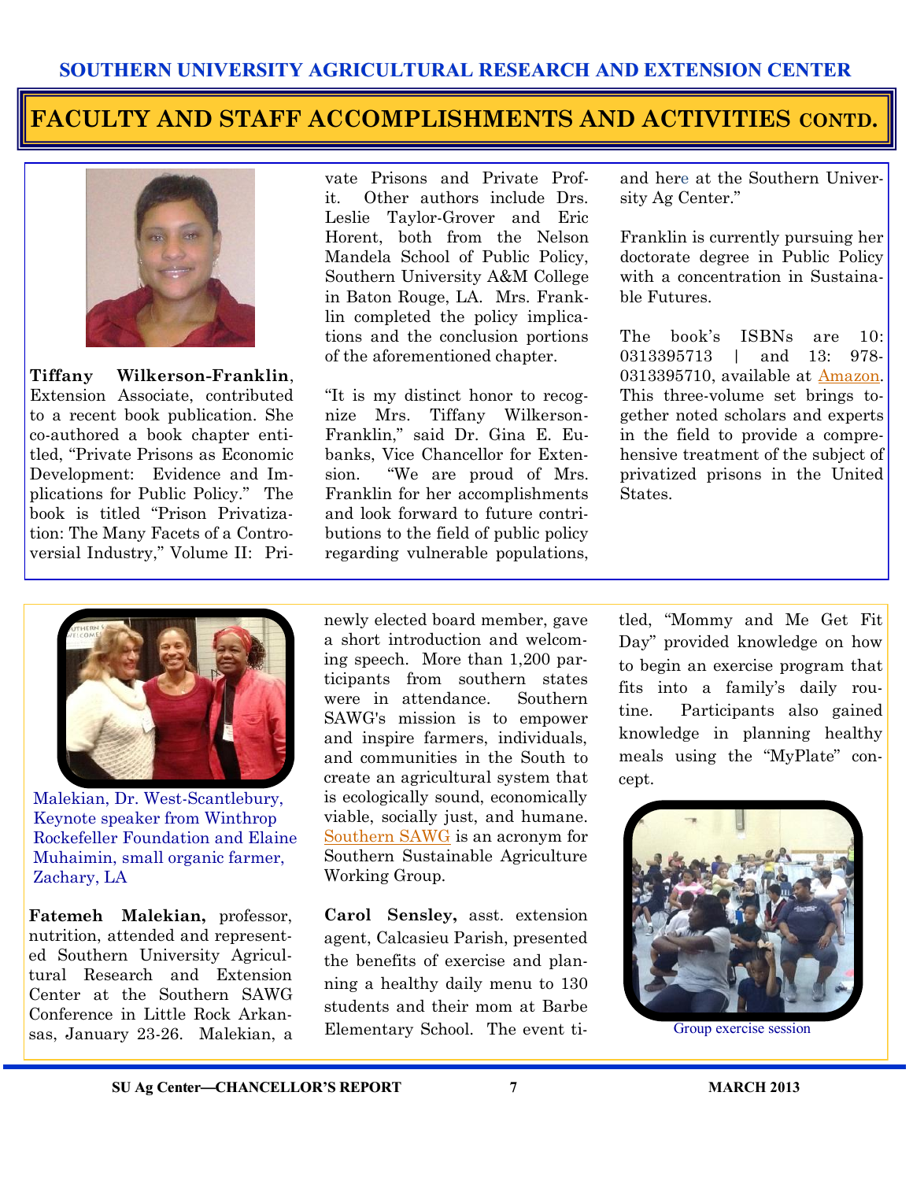## FACULTY AND STAFF ACCOMPLISHMENTS AND ACTIVITIES CONTD.

**Tiffany Wilkerson-Franklin**, Extension Associate, contributed to a recent book publication. She co-authored a book chapter entitled, "Private Prisons as Economic Development: Evidence and Implications for Public Policy." The book is titled "Prison Privatization: The Many Facets of a Controversial Industry," Volume II: Private Prisons and Private Profit. Other authors include Drs. Leslie Taylor-Grover and Eric Horent, both from the Nelson Mandela School of Public Policy, Southern University A&M College in Baton Rouge, LA. Mrs. Franklin completed the policy implications and the conclusion portions of the aforementioned chapter.

"It is my distinct honor to recognize Mrs. Tiffany Wilkerson-Franklin," said Dr. Gina E. Eubanks, Vice Chancellor for Extension. "We are proud of Mrs. Franklin for her accomplishments and look forward to future contributions to the field of public policy regarding vulnerable populations, and here at the Southern University Ag Center."

Franklin is currently pursuing her doctorate degree in Public Policy with a concentration in Sustainable Futures.

The book's ISBNs are 10: 0313395713 | and 13: 978-0313395710, available at Amazon. This three-volume set brings together noted scholars and experts in the field to provide a comprehensive treatment of the subject of privatized prisons in the United States.

Malekian, Dr. West-Scantlebury, Keynote speaker from Winthrop Rockefeller Foundation and Elaine Muhaimin, small organic farmer, Zachary, LA

**Fatemeh Malekian,** professor, nutrition, attended and represented Southern University Agricultural Research and Extension Center at the Southern SAWG Conference in Little Rock Arkansas, January 23-26. Malekian, a newly elected board member, gave a short introduction and welcoming speech. More than 1,200 participants from southern states were in attendance. Southern SAWG's mission is to empower and inspire farmers, individuals, and communities in the South to create an agricultural system that is ecologically sound, economically viable, socially just, and humane. Southern SAWG is an acronym for Southern Sustainable Agriculture Working Group.

**Carol Sensley,** asst. extension agent, Calcasieu Parish, presented the benefits of exercise and planning a healthy daily menu to 130 students and their mom at Barbe Elementary School. The event titled, "Mommy and Me Get Fit Day" provided knowledge on how to begin an exercise program that fits into a family's daily routine. Participants also gained knowledge in planning healthy meals using the "MyPlate" concept.

Group exercise session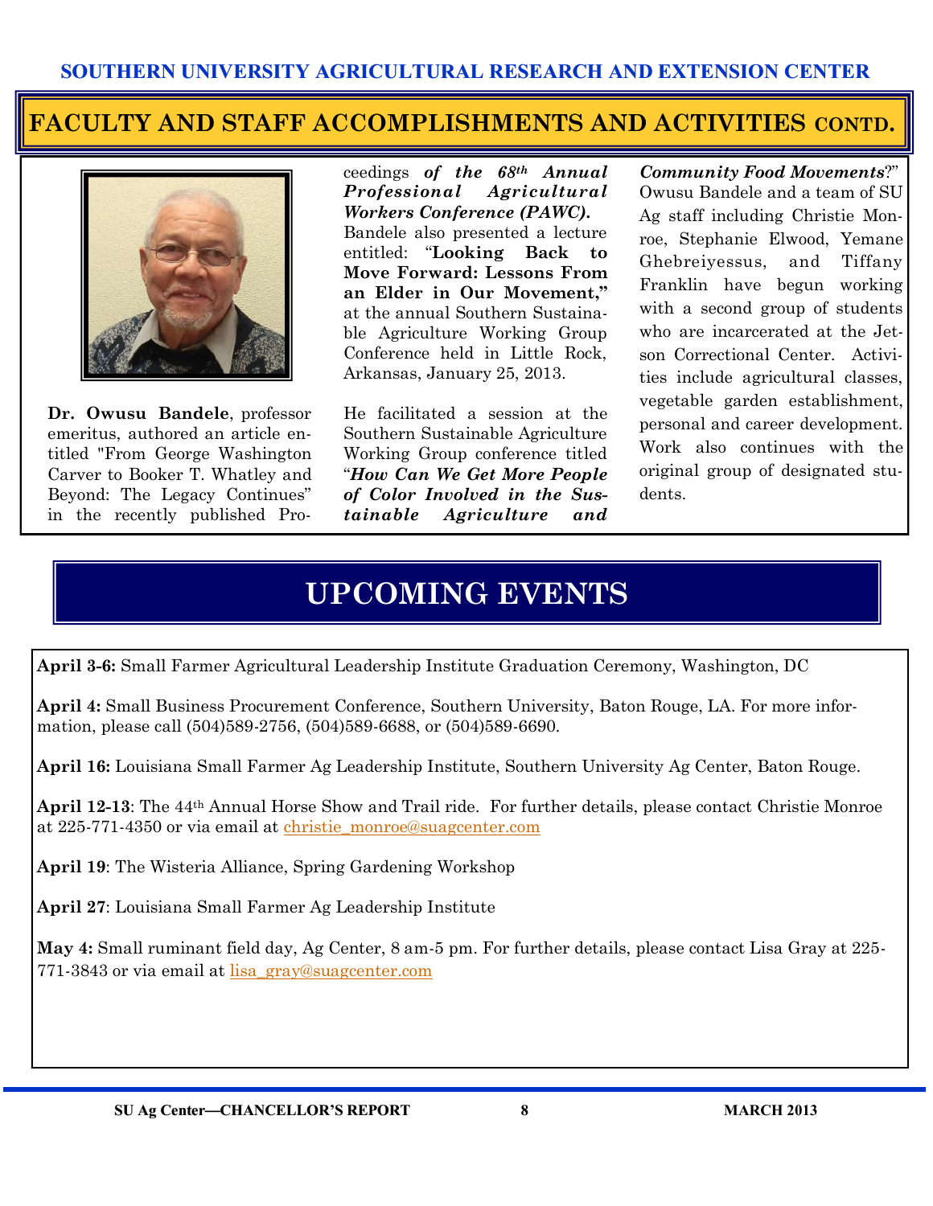## FACULTY AND STAFF ACCOMPLISHMENTS AND ACTIVITIES CONTD.

**Dr. Owusu Bandele**, professor emeritus, authored an article entitled "From George Washington Carver to Booker T. Whatley and Beyond: The Legacy Continues" in the recently published Proceedings ***of the 68th Annual Professional Agricultural Workers Conference (PAWC).*** Bandele also presented a lecture entitled: "**Looking Back to Move Forward: Lessons From an Elder in Our Movement,"** at the annual Southern Sustainable Agriculture Working Group Conference held in Little Rock, Arkansas, January 25, 2013.

He facilitated a session at the Southern Sustainable Agriculture Working Group conference titled "***How Can We Get More People of Color Involved in the Sustainable Agriculture and Community Food Movements***?" Owusu Bandele and a team of SU Ag staff including Christie Monroe, Stephanie Elwood, Yemane Ghebreiyessus, and Tiffany Franklin have begun working with a second group of students who are incarcerated at the Jetson Correctional Center. Activities include agricultural classes, vegetable garden establishment, personal and career development. Work also continues with the original group of designated students.

# UPCOMING EVENTS

**April 3-6:** Small Farmer Agricultural Leadership Institute Graduation Ceremony, Washington, DC

**April 4:** Small Business Procurement Conference, Southern University, Baton Rouge, LA. For more information, please call (504)589-2756, (504)589-6688, or (504)589-6690.

**April 16:** Louisiana Small Farmer Ag Leadership Institute, Southern University Ag Center, Baton Rouge.

**April 12-13**: The 44th Annual Horse Show and Trail ride. For further details, please contact Christie Monroe at 225-771-4350 or via email at christie_monroe@suagcenter.com

**April 19**: The Wisteria Alliance, Spring Gardening Workshop

**April 27**: Louisiana Small Farmer Ag Leadership Institute

**May 4:** Small ruminant field day, Ag Center, 8 am-5 pm. For further details, please contact Lisa Gray at 225-771-3843 or via email at lisa_gray@suagcenter.com